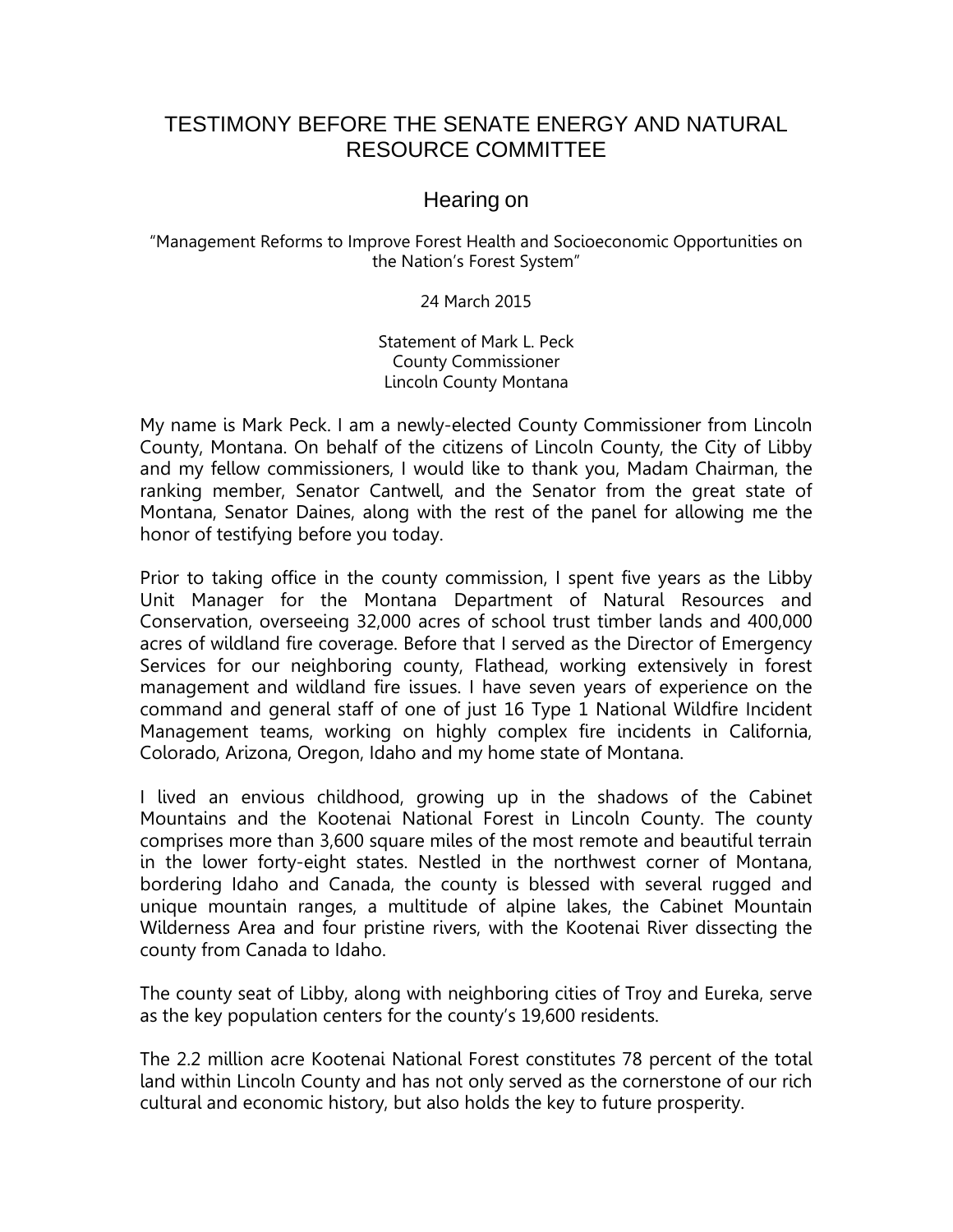# TESTIMONY BEFORE THE SENATE ENERGY AND NATURAL RESOURCE COMMITTEE

## Hearing on

"Management Reforms to Improve Forest Health and Socioeconomic Opportunities on the Nation's Forest System"

24 March 2015

Statement of Mark L. Peck
County Commissioner
Lincoln County Montana

My name is Mark Peck. I am a newly-elected County Commissioner from Lincoln County, Montana. On behalf of the citizens of Lincoln County, the City of Libby and my fellow commissioners, I would like to thank you, Madam Chairman, the ranking member, Senator Cantwell, and the Senator from the great state of Montana, Senator Daines, along with the rest of the panel for allowing me the honor of testifying before you today.

Prior to taking office in the county commission, I spent five years as the Libby Unit Manager for the Montana Department of Natural Resources and Conservation, overseeing 32,000 acres of school trust timber lands and 400,000 acres of wildland fire coverage. Before that I served as the Director of Emergency Services for our neighboring county, Flathead, working extensively in forest management and wildland fire issues. I have seven years of experience on the command and general staff of one of just 16 Type 1 National Wildfire Incident Management teams, working on highly complex fire incidents in California, Colorado, Arizona, Oregon, Idaho and my home state of Montana.

I lived an envious childhood, growing up in the shadows of the Cabinet Mountains and the Kootenai National Forest in Lincoln County. The county comprises more than 3,600 square miles of the most remote and beautiful terrain in the lower forty-eight states. Nestled in the northwest corner of Montana, bordering Idaho and Canada, the county is blessed with several rugged and unique mountain ranges, a multitude of alpine lakes, the Cabinet Mountain Wilderness Area and four pristine rivers, with the Kootenai River dissecting the county from Canada to Idaho.

The county seat of Libby, along with neighboring cities of Troy and Eureka, serve as the key population centers for the county's 19,600 residents.

The 2.2 million acre Kootenai National Forest constitutes 78 percent of the total land within Lincoln County and has not only served as the cornerstone of our rich cultural and economic history, but also holds the key to future prosperity.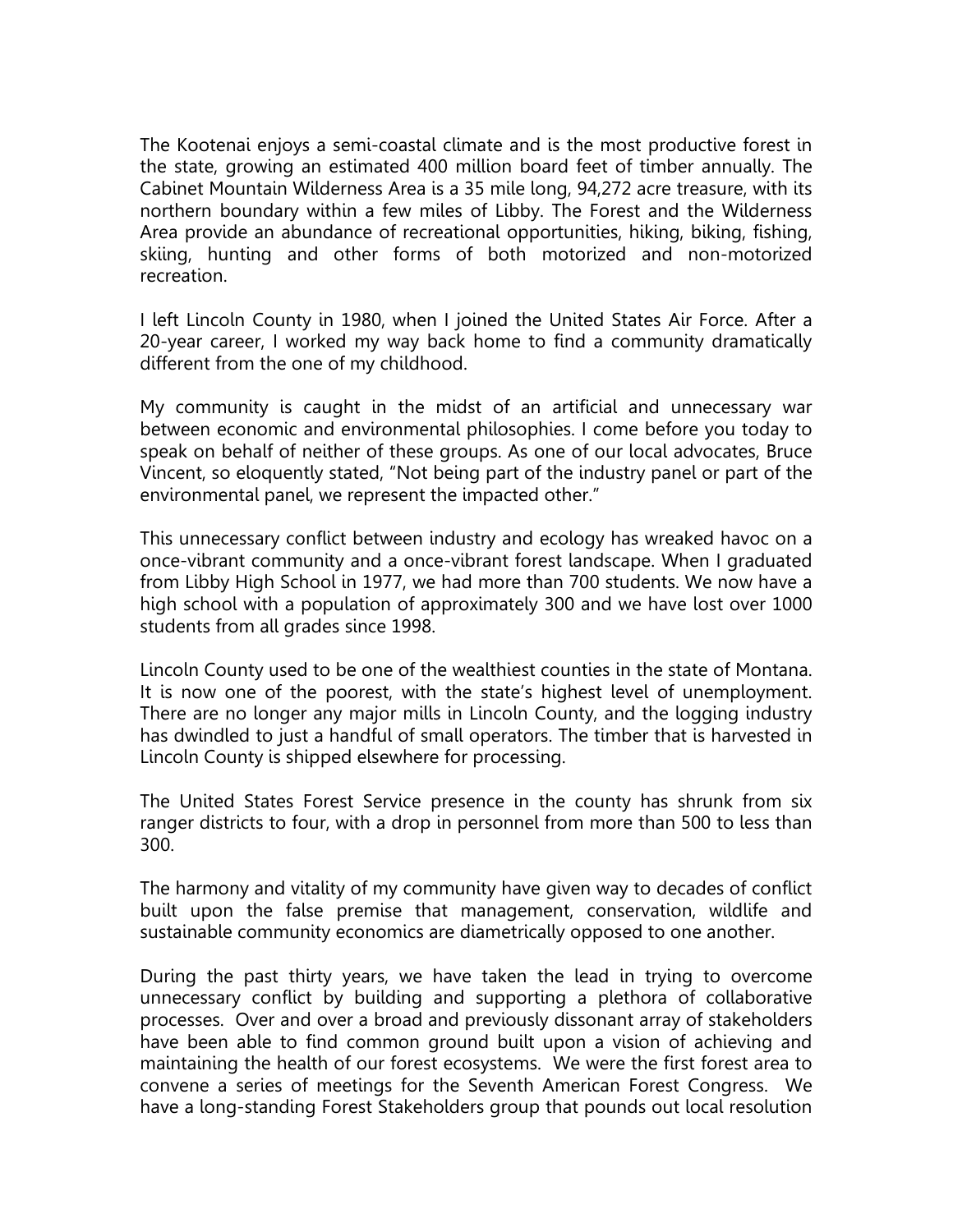The Kootenai enjoys a semi-coastal climate and is the most productive forest in the state, growing an estimated 400 million board feet of timber annually. The Cabinet Mountain Wilderness Area is a 35 mile long, 94,272 acre treasure, with its northern boundary within a few miles of Libby. The Forest and the Wilderness Area provide an abundance of recreational opportunities, hiking, biking, fishing, skiing, hunting and other forms of both motorized and non-motorized recreation.

I left Lincoln County in 1980, when I joined the United States Air Force. After a 20-year career, I worked my way back home to find a community dramatically different from the one of my childhood.

My community is caught in the midst of an artificial and unnecessary war between economic and environmental philosophies. I come before you today to speak on behalf of neither of these groups. As one of our local advocates, Bruce Vincent, so eloquently stated, "Not being part of the industry panel or part of the environmental panel, we represent the impacted other."

This unnecessary conflict between industry and ecology has wreaked havoc on a once-vibrant community and a once-vibrant forest landscape. When I graduated from Libby High School in 1977, we had more than 700 students. We now have a high school with a population of approximately 300 and we have lost over 1000 students from all grades since 1998.

Lincoln County used to be one of the wealthiest counties in the state of Montana. It is now one of the poorest, with the state's highest level of unemployment. There are no longer any major mills in Lincoln County, and the logging industry has dwindled to just a handful of small operators. The timber that is harvested in Lincoln County is shipped elsewhere for processing.

The United States Forest Service presence in the county has shrunk from six ranger districts to four, with a drop in personnel from more than 500 to less than 300.

The harmony and vitality of my community have given way to decades of conflict built upon the false premise that management, conservation, wildlife and sustainable community economics are diametrically opposed to one another.

During the past thirty years, we have taken the lead in trying to overcome unnecessary conflict by building and supporting a plethora of collaborative processes. Over and over a broad and previously dissonant array of stakeholders have been able to find common ground built upon a vision of achieving and maintaining the health of our forest ecosystems. We were the first forest area to convene a series of meetings for the Seventh American Forest Congress. We have a long-standing Forest Stakeholders group that pounds out local resolution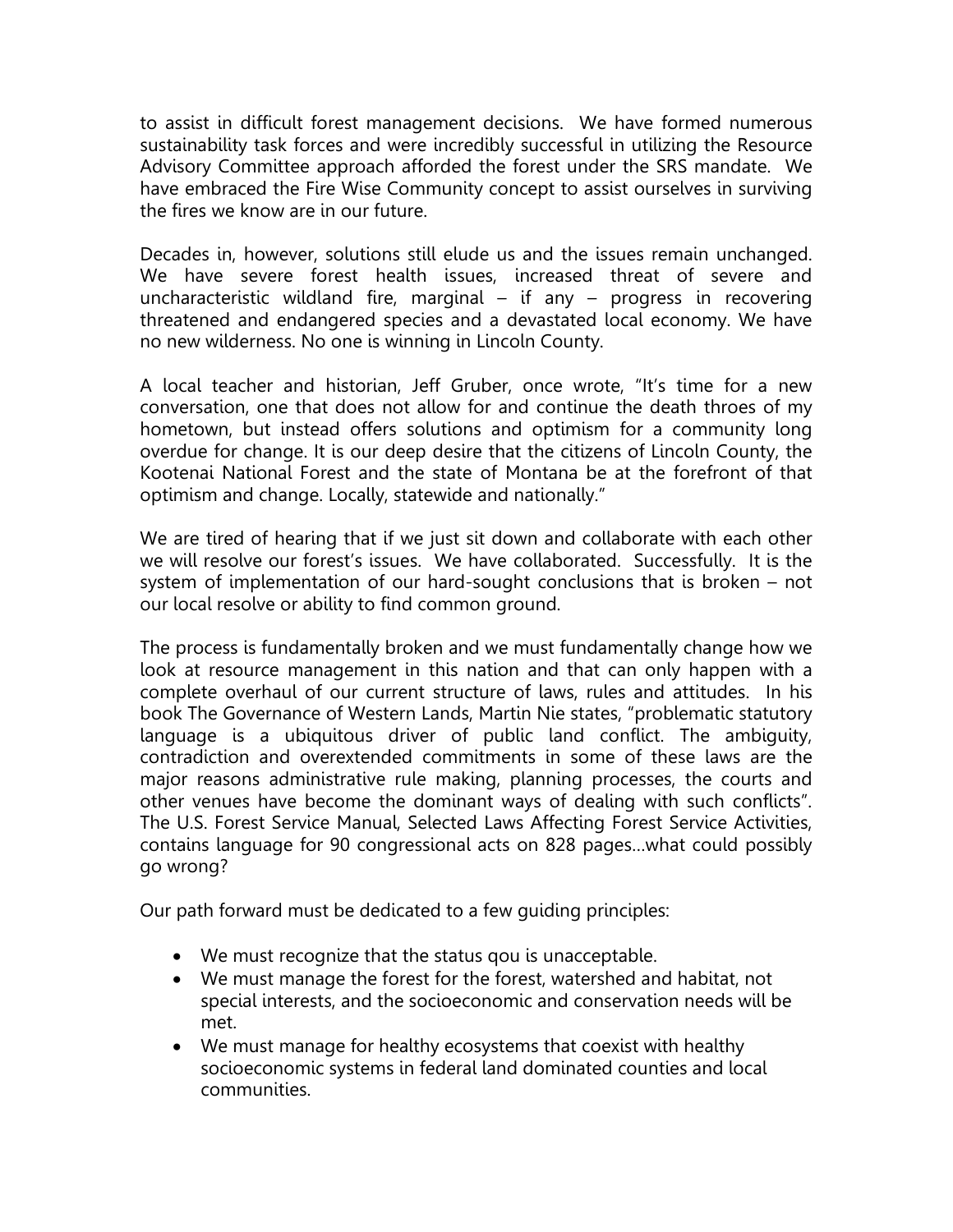to assist in difficult forest management decisions. We have formed numerous sustainability task forces and were incredibly successful in utilizing the Resource Advisory Committee approach afforded the forest under the SRS mandate. We have embraced the Fire Wise Community concept to assist ourselves in surviving the fires we know are in our future.

Decades in, however, solutions still elude us and the issues remain unchanged. We have severe forest health issues, increased threat of severe and uncharacteristic wildland fire, marginal – if any – progress in recovering threatened and endangered species and a devastated local economy. We have no new wilderness. No one is winning in Lincoln County.

A local teacher and historian, Jeff Gruber, once wrote, "It's time for a new conversation, one that does not allow for and continue the death throes of my hometown, but instead offers solutions and optimism for a community long overdue for change. It is our deep desire that the citizens of Lincoln County, the Kootenai National Forest and the state of Montana be at the forefront of that optimism and change. Locally, statewide and nationally."

We are tired of hearing that if we just sit down and collaborate with each other we will resolve our forest's issues. We have collaborated. Successfully. It is the system of implementation of our hard-sought conclusions that is broken – not our local resolve or ability to find common ground.

The process is fundamentally broken and we must fundamentally change how we look at resource management in this nation and that can only happen with a complete overhaul of our current structure of laws, rules and attitudes. In his book The Governance of Western Lands, Martin Nie states, "problematic statutory language is a ubiquitous driver of public land conflict. The ambiguity, contradiction and overextended commitments in some of these laws are the major reasons administrative rule making, planning processes, the courts and other venues have become the dominant ways of dealing with such conflicts". The U.S. Forest Service Manual, Selected Laws Affecting Forest Service Activities, contains language for 90 congressional acts on 828 pages…what could possibly go wrong?

Our path forward must be dedicated to a few guiding principles:

- We must recognize that the status qou is unacceptable.
- We must manage the forest for the forest, watershed and habitat, not special interests, and the socioeconomic and conservation needs will be met.
- We must manage for healthy ecosystems that coexist with healthy socioeconomic systems in federal land dominated counties and local communities.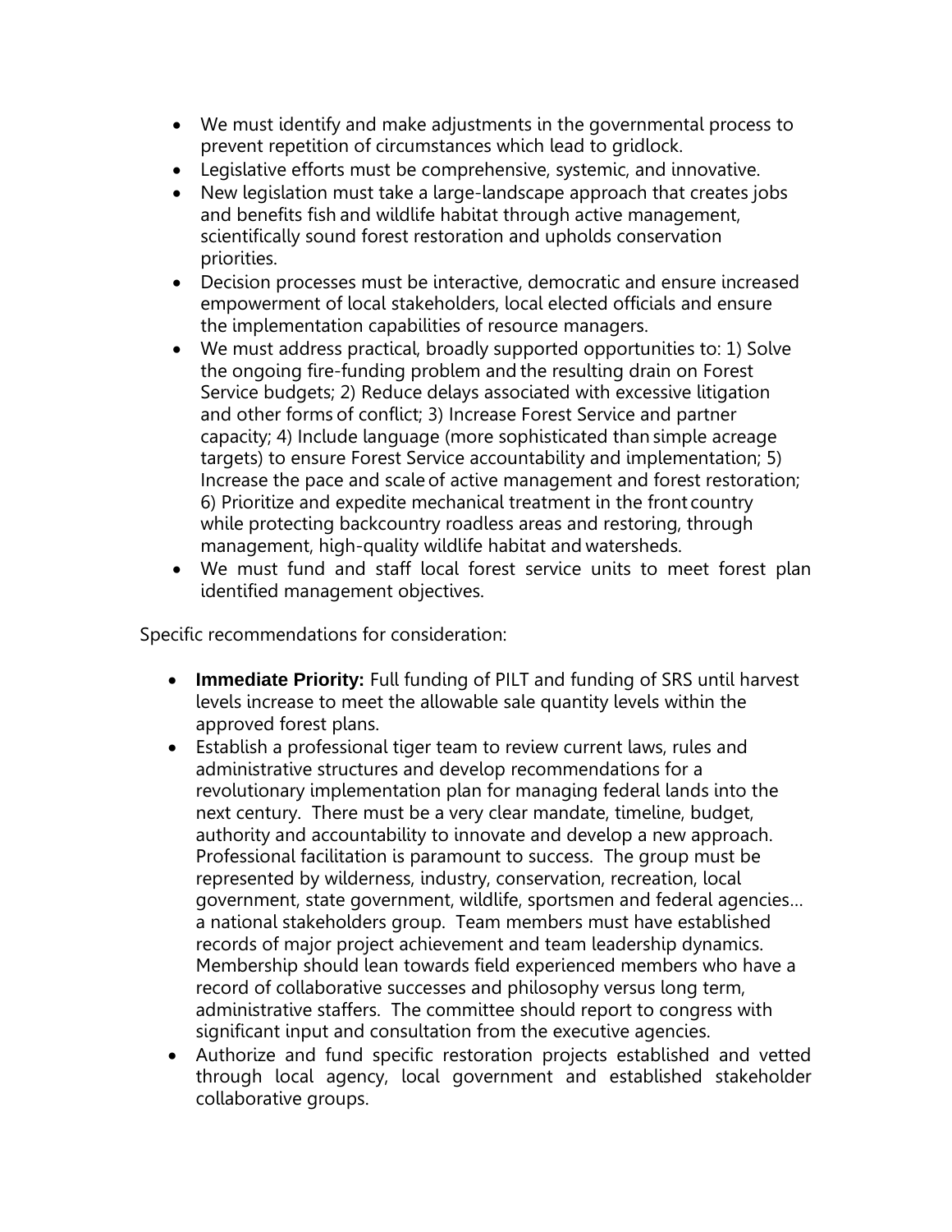- We must identify and make adjustments in the governmental process to prevent repetition of circumstances which lead to gridlock.
- Legislative efforts must be comprehensive, systemic, and innovative.
- New legislation must take a large-landscape approach that creates jobs and benefits fish and wildlife habitat through active management, scientifically sound forest restoration and upholds conservation priorities.
- Decision processes must be interactive, democratic and ensure increased empowerment of local stakeholders, local elected officials and ensure the implementation capabilities of resource managers.
- We must address practical, broadly supported opportunities to: 1) Solve the ongoing fire-funding problem and the resulting drain on Forest Service budgets; 2) Reduce delays associated with excessive litigation and other forms of conflict; 3) Increase Forest Service and partner capacity; 4) Include language (more sophisticated than simple acreage targets) to ensure Forest Service accountability and implementation; 5) Increase the pace and scale of active management and forest restoration; 6) Prioritize and expedite mechanical treatment in the front country while protecting backcountry roadless areas and restoring, through management, high-quality wildlife habitat and watersheds.
- We must fund and staff local forest service units to meet forest plan identified management objectives.

Specific recommendations for consideration:

- **Immediate Priority:** Full funding of PILT and funding of SRS until harvest levels increase to meet the allowable sale quantity levels within the approved forest plans.
- Establish a professional tiger team to review current laws, rules and administrative structures and develop recommendations for a revolutionary implementation plan for managing federal lands into the next century. There must be a very clear mandate, timeline, budget, authority and accountability to innovate and develop a new approach. Professional facilitation is paramount to success. The group must be represented by wilderness, industry, conservation, recreation, local government, state government, wildlife, sportsmen and federal agencies… a national stakeholders group. Team members must have established records of major project achievement and team leadership dynamics. Membership should lean towards field experienced members who have a record of collaborative successes and philosophy versus long term, administrative staffers. The committee should report to congress with significant input and consultation from the executive agencies.
- Authorize and fund specific restoration projects established and vetted through local agency, local government and established stakeholder collaborative groups.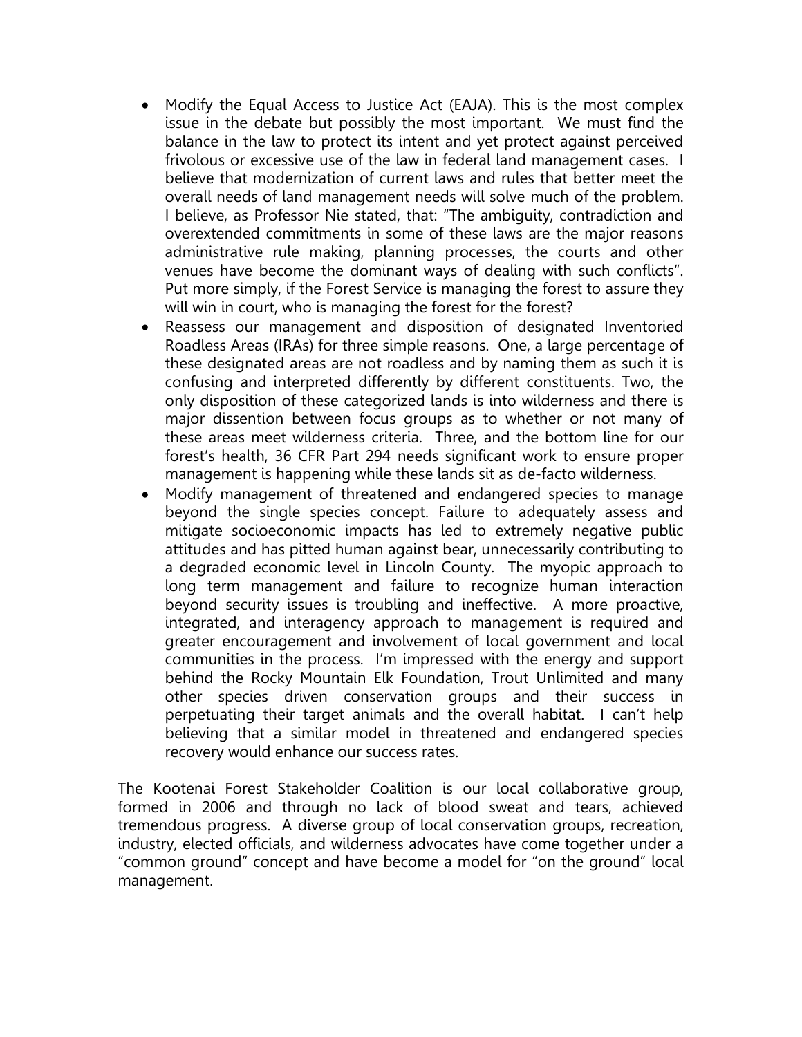- Modify the Equal Access to Justice Act (EAJA). This is the most complex issue in the debate but possibly the most important. We must find the balance in the law to protect its intent and yet protect against perceived frivolous or excessive use of the law in federal land management cases. I believe that modernization of current laws and rules that better meet the overall needs of land management needs will solve much of the problem. I believe, as Professor Nie stated, that: "The ambiguity, contradiction and overextended commitments in some of these laws are the major reasons administrative rule making, planning processes, the courts and other venues have become the dominant ways of dealing with such conflicts". Put more simply, if the Forest Service is managing the forest to assure they will win in court, who is managing the forest for the forest?
- Reassess our management and disposition of designated Inventoried Roadless Areas (IRAs) for three simple reasons. One, a large percentage of these designated areas are not roadless and by naming them as such it is confusing and interpreted differently by different constituents. Two, the only disposition of these categorized lands is into wilderness and there is major dissention between focus groups as to whether or not many of these areas meet wilderness criteria. Three, and the bottom line for our forest's health, 36 CFR Part 294 needs significant work to ensure proper management is happening while these lands sit as de-facto wilderness.
- Modify management of threatened and endangered species to manage beyond the single species concept. Failure to adequately assess and mitigate socioeconomic impacts has led to extremely negative public attitudes and has pitted human against bear, unnecessarily contributing to a degraded economic level in Lincoln County. The myopic approach to long term management and failure to recognize human interaction beyond security issues is troubling and ineffective. A more proactive, integrated, and interagency approach to management is required and greater encouragement and involvement of local government and local communities in the process. I'm impressed with the energy and support behind the Rocky Mountain Elk Foundation, Trout Unlimited and many other species driven conservation groups and their success in perpetuating their target animals and the overall habitat. I can't help believing that a similar model in threatened and endangered species recovery would enhance our success rates.

The Kootenai Forest Stakeholder Coalition is our local collaborative group, formed in 2006 and through no lack of blood sweat and tears, achieved tremendous progress. A diverse group of local conservation groups, recreation, industry, elected officials, and wilderness advocates have come together under a "common ground" concept and have become a model for "on the ground" local management.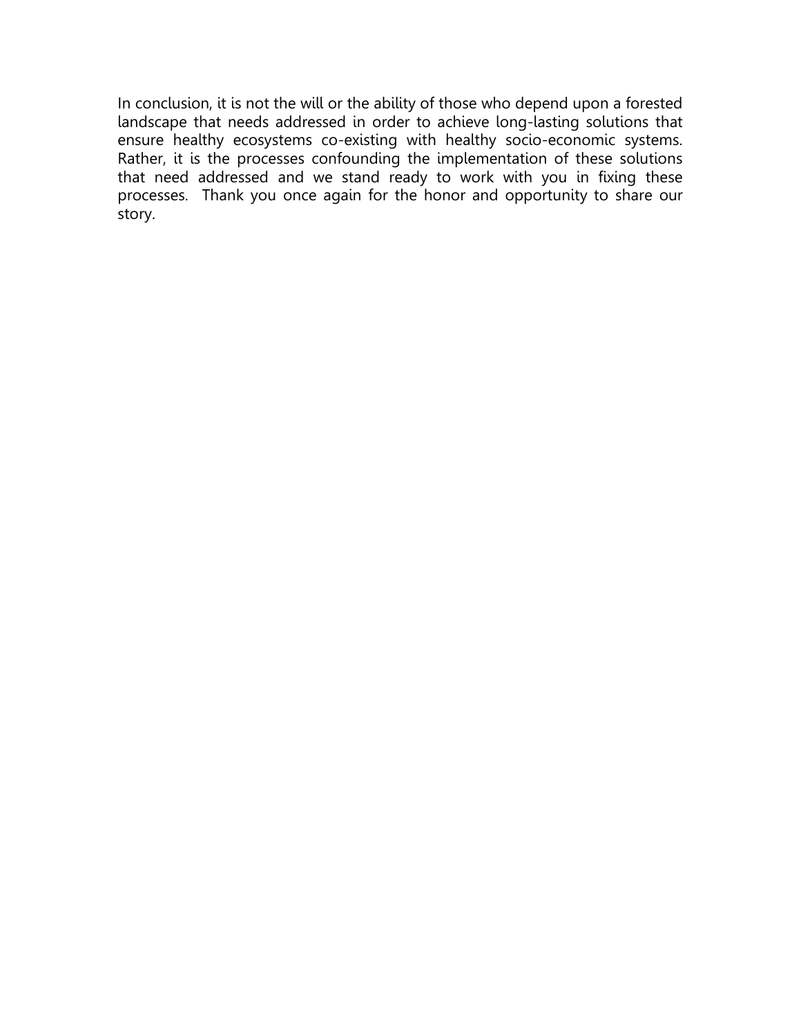In conclusion, it is not the will or the ability of those who depend upon a forested landscape that needs addressed in order to achieve long-lasting solutions that ensure healthy ecosystems co-existing with healthy socio-economic systems. Rather, it is the processes confounding the implementation of these solutions that need addressed and we stand ready to work with you in fixing these processes. Thank you once again for the honor and opportunity to share our story.